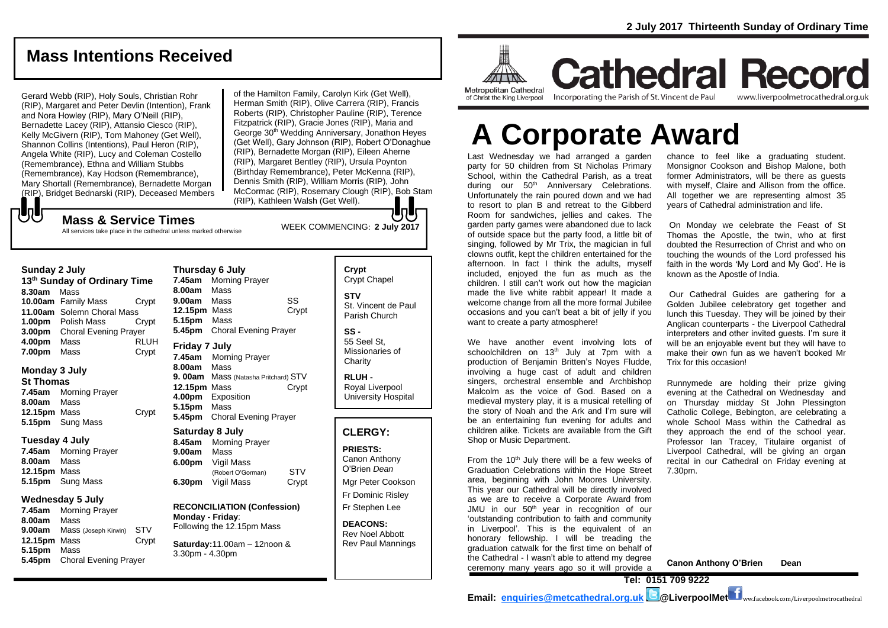**2 July 2017 Thirteenth Sunday of Ordinary Time**

## Mass Intentions Received

Gerard Webb (RIP), Holy Souls, Christian Rohr (RIP), Margaret and Peter Devlin (Intention), Frank and Nora Howley (RIP), Mary O'Neill (RIP), Bernadette Lacey (RIP), Attansio Ciesco (RIP), Kelly McGivern (RIP), Tom Mahoney (Get Well), Shannon Collins (Intentions), Paul Heron (RIP), Angela White (RIP), Lucy and Coleman Costello (Remembrance), Ethna and William Stubbs (Remembrance), Kay Hodson (Remembrance), Mary Shortall (Remembrance), Bernadette Morgan (RIP), Bridget Bednarski (RIP), Deceased Members of the Hamilton Family, Carolyn Kirk (Get Well), Herman Smith (RIP), Olive Carrera (RIP), Francis Roberts (RIP), Christopher Pauline (RIP), Terence Fitzpatrick (RIP), Gracie Jones (RIP), Maria and George 30th Wedding Anniversary, Jonathon Heyes (Get Well), Gary Johnson (RIP), Robert O'Donaghue (RIP), Bernadette Morgan (RIP), Eileen Aherne (RIP), Margaret Bentley (RIP), Ursula Poynton (Birthday Remembrance), Peter McKenna (RIP), Dennis Smith (RIP), William Morris (RIP), John McCormac (RIP), Rosemary Clough (RIP), Bob Stam (RIP), Kathleen Walsh (Get Well).

## Mass & Service Times

All services take place in the cathedral unless marked otherwise

WEEK COMMENCING: **2 July 2017**

### Sunday 2 July
**13th Sunday of Ordinary Time**

| | | |
|---|---|---|
| **8.30am** | Mass | |
| **10.00am** | Family Mass | Crypt |
| **11.00am** | Solemn Choral Mass | |
| **1.00pm** | Polish Mass | Crypt |
| **3.00pm** | Choral Evening Prayer | |
| **4.00pm** | Mass | RLUH |
| **7.00pm** | Mass | Crypt |

### Monday 3 July
**St Thomas**

| | | |
|---|---|---|
| **7.45am** | Morning Prayer | |
| **8.00am** | Mass | |
| **12.15pm** | Mass | Crypt |
| **5.15pm** | Sung Mass | |

### Tuesday 4 July

| | | |
|---|---|---|
| **7.45am** | Morning Prayer | |
| **8.00am** | Mass | |
| **12.15pm** | Mass | |
| **5.15pm** | Sung Mass | |

### Wednesday 5 July

| | | |
|---|---|---|
| **7.45am** | Morning Prayer | |
| **8.00am** | Mass | |
| **9.00am** | Mass (Joseph Kirwin) | STV |
| **12.15pm** | Mass | Crypt |
| **5.15pm** | Mass | |
| **5.45pm** | Choral Evening Prayer | |

### Thursday 6 July

| | | |
|---|---|---|
| **7.45am** | Morning Prayer | |
| **8.00am** | Mass | |
| **9.00am** | Mass | SS |
| **12.15pm** | Mass | Crypt |
| **5.15pm** | Mass | |
| **5.45pm** | Choral Evening Prayer | |

### Friday 7 July

| | | |
|---|---|---|
| **7.45am** | Morning Prayer | |
| **8.00am** | Mass | |
| **9.00am** | Mass (Natasha Pritchard) | STV |
| **12.15pm** | Mass | Crypt |
| **4.00pm** | Exposition | |
| **5.15pm** | Mass | |
| **5.45pm** | Choral Evening Prayer | |

### Saturday 8 July

| | | |
|---|---|---|
| **8.45am** | Morning Prayer | |
| **9.00am** | Mass | |
| **6.00pm** | Vigil Mass (Robert O'Gorman) | STV |
| **6.30pm** | Vigil Mass | Crypt |

**RECONCILIATION (Confession)**
**Monday - Friday**: Following the 12.15pm Mass

**Saturday:** 11.00am – 12noon & 3.30pm - 4.30pm

**Crypt** Crypt Chapel

**STV** St. Vincent de Paul Parish Church

**SS -** 55 Seel St, Missionaries of Charity

**RLUH -** Royal Liverpool University Hospital

## CLERGY:

**PRIESTS:**
Canon Anthony O'Brien *Dean*
Mgr Peter Cookson
Fr Dominic Risley
Fr Stephen Lee

**DEACONS:**
Rev Noel Abbott
Rev Paul Mannings

# Cathedral Record

Metropolitan Cathedral of Christ the King Liverpool — Incorporating the Parish of St. Vincent de Paul — www.liverpoolmetrocathedral.org.uk

# A Corporate Award

Last Wednesday we had arranged a garden party for 50 children from St Nicholas Primary School, within the Cathedral Parish, as a treat during our 50th Anniversary Celebrations. Unfortunately the rain poured down and we had to resort to plan B and retreat to the Gibberd Room for sandwiches, jellies and cakes. The garden party games were abandoned due to lack of outside space but the party food, a little bit of singing, followed by Mr Trix, the magician in full clowns outfit, kept the children entertained for the afternoon. In fact I think the adults, myself included, enjoyed the fun as much as the children. I still can't work out how the magician made the live white rabbit appear! It made a welcome change from all the more formal Jubilee occasions and you can't beat a bit of jelly if you want to create a party atmosphere!

We have another event involving lots of schoolchildren on 13th July at 7pm with a production of Benjamin Britten's Noyes Fludde, involving a huge cast of adult and children singers, orchestral ensemble and Archbishop Malcolm as the voice of God. Based on a medieval mystery play, it is a musical retelling of the story of Noah and the Ark and I'm sure will be an entertaining fun evening for adults and children alike. Tickets are available from the Gift Shop or Music Department.

From the 10th July there will be a few weeks of Graduation Celebrations within the Hope Street area, beginning with John Moores University. This year our Cathedral will be directly involved as we are to receive a Corporate Award from JMU in our 50th year in recognition of our 'outstanding contribution to faith and community in Liverpool'. This is the equivalent of an honorary fellowship. I will be treading the graduation catwalk for the first time on behalf of the Cathedral - I wasn't able to attend my degree ceremony many years ago so it will provide a chance to feel like a graduating student. Monsignor Cookson and Bishop Malone, both former Administrators, will be there as guests with myself, Claire and Allison from the office. All together we are representing almost 35 years of Cathedral administration and life.

On Monday we celebrate the Feast of St Thomas the Apostle, the twin, who at first doubted the Resurrection of Christ and who on touching the wounds of the Lord professed his faith in the words 'My Lord and My God'. He is known as the Apostle of India.

Our Cathedral Guides are gathering for a Golden Jubilee celebratory get together and lunch this Tuesday. They will be joined by their Anglican counterparts - the Liverpool Cathedral interpreters and other invited guests. I'm sure it will be an enjoyable event but they will have to make their own fun as we haven't booked Mr Trix for this occasion!

Runnymede are holding their prize giving evening at the Cathedral on Wednesday and on Thursday midday St John Plessington Catholic College, Bebington, are celebrating a whole School Mass within the Cathedral as they approach the end of the school year. Professor Ian Tracey, Titulaire organist of Liverpool Cathedral, will be giving an organ recital in our Cathedral on Friday evening at 7.30pm.

**Canon Anthony O'Brien Dean**

**Tel: 0151 709 9222**

**Email: enquiries@metcathedral.org.uk @LiverpoolMet** www.facebook.com/Liverpoolmetrocathedral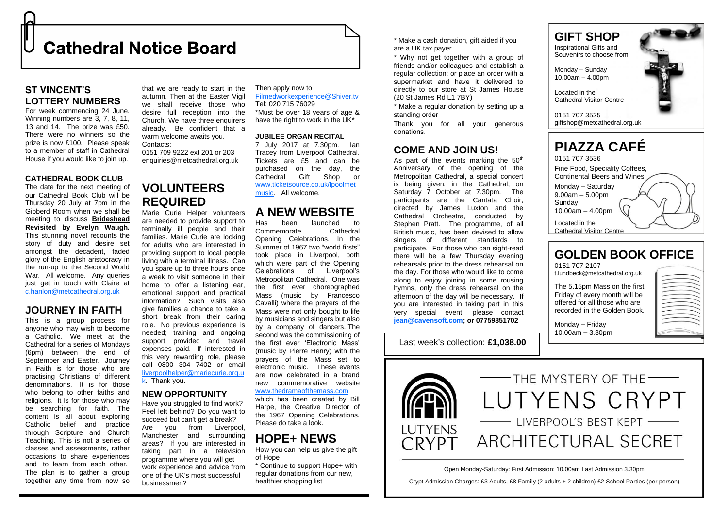# Cathedral Notice Board

## ST VINCENT'S LOTTERY NUMBERS

For week commencing 24 June. Winning numbers are 3, 7, 8, 11, 13 and 14. The prize was £50. There were no winners so the prize is now £100. Please speak to a member of staff in Cathedral House if you would like to join up.

### CATHEDRAL BOOK CLUB

The date for the next meeting of our Cathedral Book Club will be Thursday 20 July at 7pm in the Gibberd Room when we shall be meeting to discuss **Brideshead Revisited by Evelyn Waugh.** This stunning novel recounts the story of duty and desire set amongst the decadent, faded glory of the English aristocracy in the run-up to the Second World War. All welcome. Any queries just get in touch with Claire at c.hanlon@metcathedral.org.uk

## JOURNEY IN FAITH

This is a group process for anyone who may wish to become a Catholic. We meet at the Cathedral for a series of Mondays (6pm) between the end of September and Easter. Journey in Faith is for those who are practising Christians of different denominations. It is for those who belong to other faiths and religions. It is for those who may be searching for faith. The content is all about exploring Catholic belief and practice through Scripture and Church Teaching. This is not a series of classes and assessments, rather occasions to share experiences and to learn from each other. The plan is to gather a group together any time from now so that we are ready to start in the autumn. Then at the Easter Vigil we shall receive those who desire full reception into the Church. We have three enquirers already. Be confident that a warm welcome awaits you.
Contacts:
0151 709 9222 ext 201 or 203
enquiries@metcathedral.org.uk

## VOLUNTEERS REQUIRED

Marie Curie Helper volunteers are needed to provide support to terminally ill people and their families. Marie Curie are looking for adults who are interested in providing support to local people living with a terminal illness. Can you spare up to three hours once a week to visit someone in their home to offer a listening ear, emotional support and practical information? Such visits also give families a chance to take a short break from their caring role. No previous experience is needed; training and ongoing support provided and travel expenses paid. If interested in this very rewarding role, please call 0800 304 7402 or email liverpoolhelper@mariecurie.org.uk. Thank you.

### NEW OPPORTUNITY

Have you struggled to find work? Feel left behind? Do you want to succeed but can't get a break? Are you from Liverpool, Manchester and surrounding areas? If you are interested in taking part in a television programme where you will get work experience and advice from one of the UK's most successful businessmen?

Then apply now to
Filmedworkexperience@Shiver.tv
Tel: 020 715 76029
*Must be over 18 years of age & have the right to work in the UK*

### JUBILEE ORGAN RECITAL

7 July 2017 at 7.30pm. Ian Tracey from Liverpool Cathedral. Tickets are £5 and can be purchased on the day, the Cathedral Gift Shop or www.ticketsource.co.uk/lpoolmetmusic. All welcome.

## A NEW WEBSITE

Has been launched to Commemorate Cathedral Opening Celebrations. In the Summer of 1967 two "world firsts" took place in Liverpool, both which were part of the Opening Celebrations of Liverpool's Metropolitan Cathedral. One was the first ever choreographed Mass (music by Francesco Cavalli) where the prayers of the Mass were not only bought to life by musicians and singers but also by a company of dancers. The second was the commissioning of the first ever 'Electronic Mass' (music by Pierre Henry) with the prayers of the Mass set to electronic music. These events are now celebrated in a brand new commemorative website www.thedramaofthemass.com which has been created by Bill Harpe, the Creative Director of the 1967 Opening Celebrations. Please do take a look.

## HOPE+ NEWS

How you can help us give the gift of Hope

* Continue to support Hope+ with regular donations from our new, healthier shopping list
* Make a cash donation, gift aided if you are a UK tax payer
* Why not get together with a group of friends and/or colleagues and establish a regular collection; or place an order with a supermarket and have it delivered to directly to our store at St James House (20 St James Rd L1 7BY)
* Make a regular donation by setting up a standing order

Thank you for all your generous donations.

## COME AND JOIN US!

As part of the events marking the 50th Anniversary of the opening of the Metropolitan Cathedral, a special concert is being given, in the Cathedral, on Saturday 7 October at 7.30pm. The participants are the Cantata Choir, directed by James Luxton and the Cathedral Orchestra, conducted by Stephen Pratt. The programme, of all British music, has been devised to allow singers of different standards to participate. For those who can sight-read there will be a few Thursday evening rehearsals prior to the dress rehearsal on the day. For those who would like to come along to enjoy joining in some rousing hymns, only the dress rehearsal on the afternoon of the day will be necessary. If you are interested in taking part in this very special event, please contact **jean@cavensoft.com; or 07759851702**

Last week's collection: **£1,038.00**

## GIFT SHOP

Inspirational Gifts and Souvenirs to choose from.

Monday – Sunday
10.00am – 4.00pm

Located in the Cathedral Visitor Centre

0151 707 3525
giftshop@metcathedral.org.uk

## PIAZZA CAFÉ

0151 707 3536

Fine Food, Speciality Coffees, Continental Beers and Wines

Monday – Saturday
9.00am – 5.00pm
Sunday
10.00am – 4.00pm

Located in the Cathedral Visitor Centre

## GOLDEN BOOK OFFICE

0151 707 2107
t.lundbeck@metcathedral.org.uk

The 5.15pm Mass on the first Friday of every month will be offered for all those who are recorded in the Golden Book.

Monday – Friday
10.00am – 3.30pm

## THE MYSTERY OF THE LUTYENS CRYPT

LIVERPOOL'S BEST KEPT ARCHITECTURAL SECRET

LUTYENS CRYPT

Open Monday-Saturday: First Admission: 10.00am Last Admission 3.30pm

Crypt Admission Charges: £3 Adults, £8 Family (2 adults + 2 children) £2 School Parties (per person)